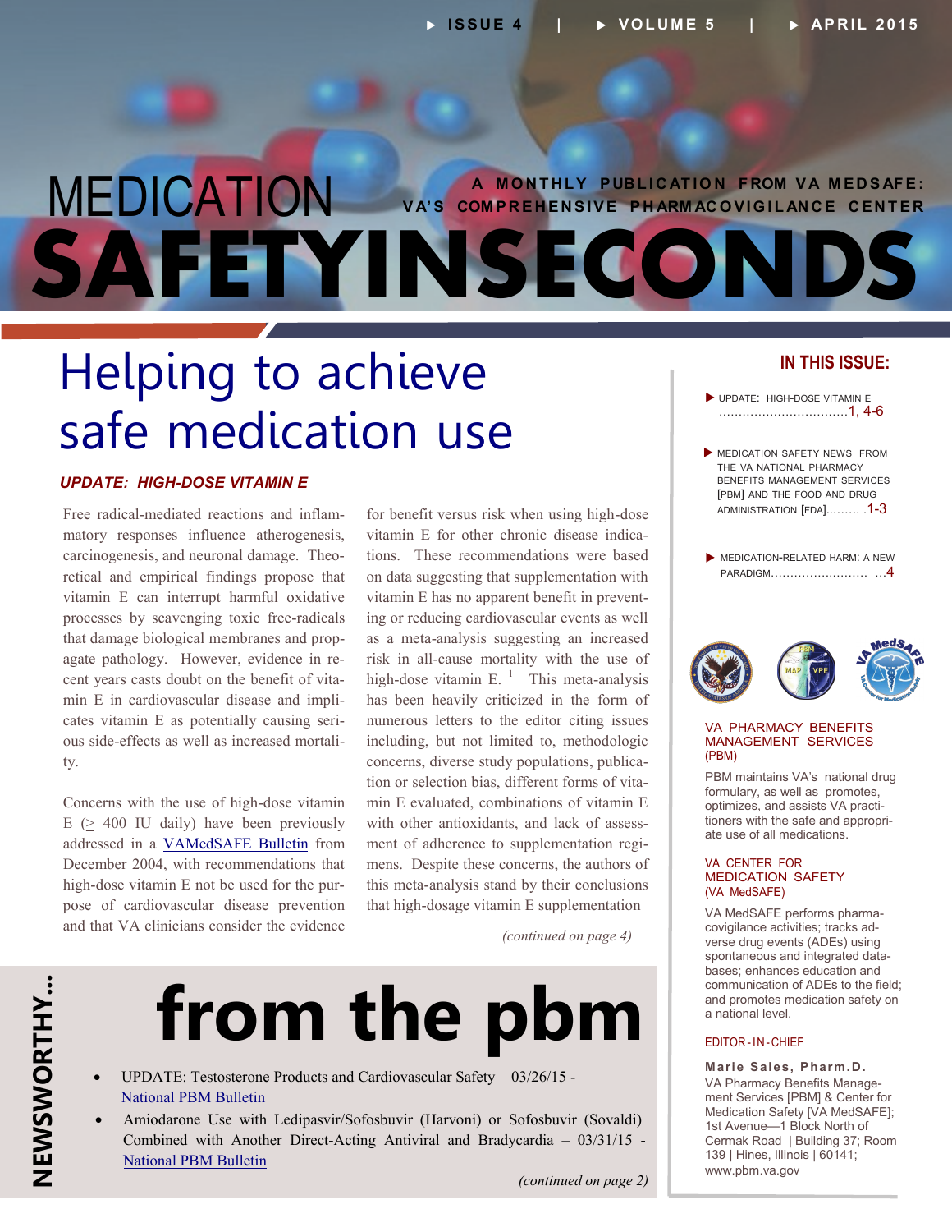# MEDICATION SAFETY IN SECONDS

A MONTHLY PUBLICATION FROM VA MEDSAFE: VA'S COMPREHENSIVE PHARMACOVIGILANCE CENTER

# Helping to achieve safe medication use

## *UPDATE: HIGH-DOSE VITAMIN E*

Free radical-mediated reactions and inflammatory responses influence atherogenesis, carcinogenesis, and neuronal damage. Theoretical and empirical findings propose that vitamin E can interrupt harmful oxidative processes by scavenging toxic free-radicals that damage biological membranes and propagate pathology. However, evidence in recent years casts doubt on the benefit of vitamin E in cardiovascular disease and implicates vitamin E as potentially causing serious side-effects as well as increased mortality.

Concerns with the use of high-dose vitamin E (≥ 400 IU daily) have been previously addressed in a VAMedSAFE Bulletin from December 2004, with recommendations that high-dose vitamin E not be used for the purpose of cardiovascular disease prevention and that VA clinicians consider the evidence for benefit versus risk when using high-dose vitamin E for other chronic disease indications. These recommendations were based on data suggesting that supplementation with vitamin E has no apparent benefit in preventing or reducing cardiovascular events as well as a meta-analysis suggesting an increased risk in all-cause mortality with the use of high-dose vitamin E.[1] This meta-analysis has been heavily criticized in the form of numerous letters to the editor citing issues including, but not limited to, methodologic concerns, diverse study populations, publication or selection bias, different forms of vitamin E evaluated, combinations of vitamin E with other antioxidants, and lack of assessment of adherence to supplementation regimens. Despite these concerns, the authors of this meta-analysis stand by their conclusions that high-dosage vitamin E supplementation

*(continued on page 4)*

## NEWSWORTHY... from the pbm

- UPDATE: Testosterone Products and Cardiovascular Safety – 03/26/15 - National PBM Bulletin
- Amiodarone Use with Ledipasvir/Sofosbuvir (Harvoni) or Sofosbuvir (Sovaldi) Combined with Another Direct-Acting Antiviral and Bradycardia – 03/31/15 - National PBM Bulletin

*(continued on page 2)*

## IN THIS ISSUE:

- UPDATE: HIGH-DOSE VITAMIN E ....................1, 4-6
- MEDICATION SAFETY NEWS FROM THE VA NATIONAL PHARMACY BENEFITS MANAGEMENT SERVICES [PBM] AND THE FOOD AND DRUG ADMINISTRATION [FDA]......... .1-3
- MEDICATION-RELATED HARM: A NEW PARADIGM......................... ...4

### VA PHARMACY BENEFITS MANAGEMENT SERVICES (PBM)

PBM maintains VA's national drug formulary, as well as promotes, optimizes, and assists VA practitioners with the safe and appropriate use of all medications.

### VA CENTER FOR MEDICATION SAFETY (VA MedSAFE)

VA MedSAFE performs pharmacovigilance activities; tracks adverse drug events (ADEs) using spontaneous and integrated databases; enhances education and communication of ADEs to the field; and promotes medication safety on a national level.

### EDITOR-IN-CHIEF

**Marie Sales, Pharm.D.**
VA Pharmacy Benefits Management Services [PBM] & Center for Medication Safety [VA MedSAFE]; 1st Avenue—1 Block North of Cermak Road | Building 37; Room 139 | Hines, Illinois | 60141; www.pbm.va.gov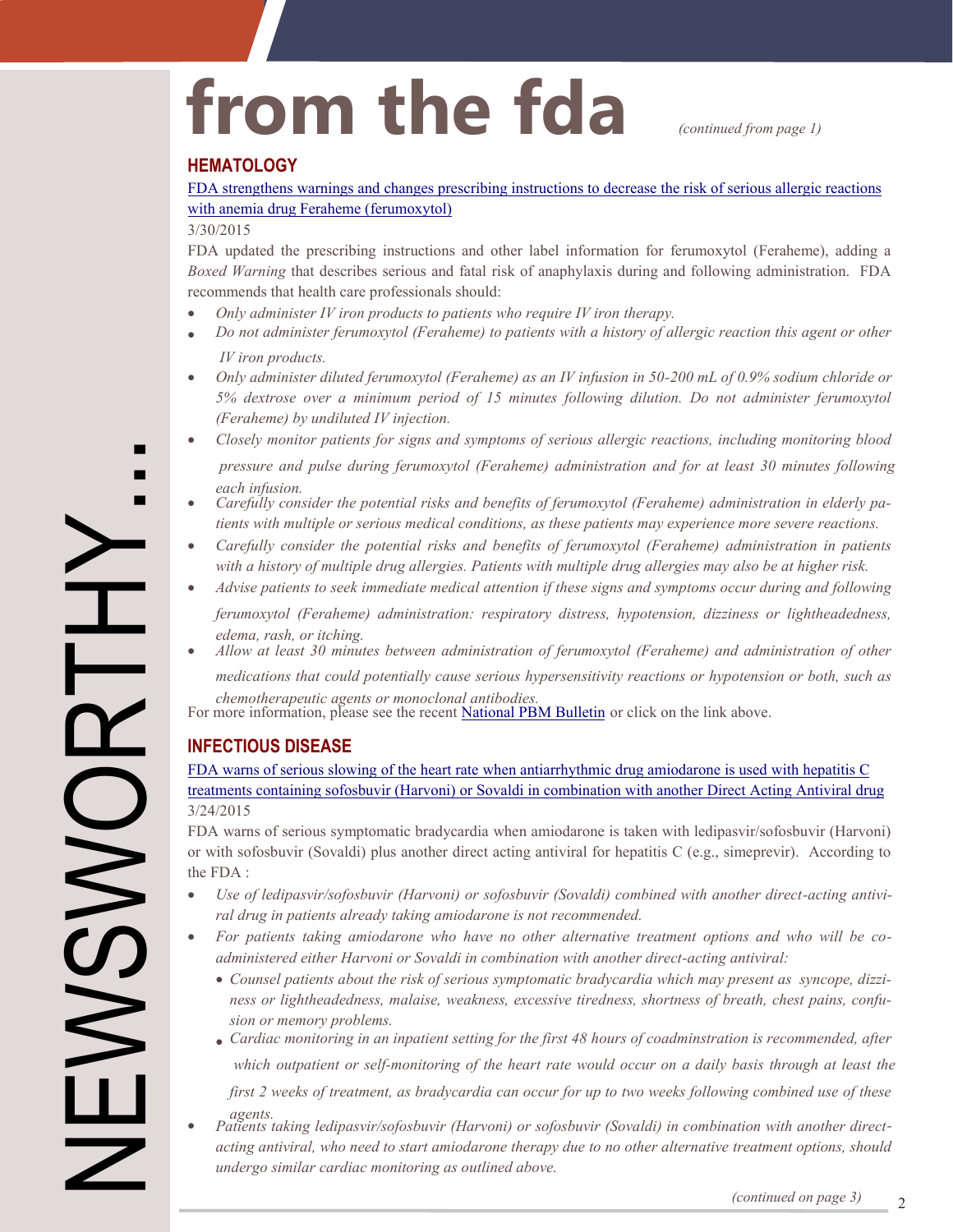# from the fda

*(continued from page 1)*

## HEMATOLOGY

[FDA strengthens warnings and changes prescribing instructions to decrease the risk of serious allergic reactions with anemia drug Feraheme (ferumoxytol)]

3/30/2015

FDA updated the prescribing instructions and other label information for ferumoxytol (Feraheme), adding a *Boxed Warning* that describes serious and fatal risk of anaphylaxis during and following administration. FDA recommends that health care professionals should:

- *Only administer IV iron products to patients who require IV iron therapy.*
- *Do not administer ferumoxytol (Feraheme) to patients with a history of allergic reaction this agent or other IV iron products.*
- *Only administer diluted ferumoxytol (Feraheme) as an IV infusion in 50-200 mL of 0.9% sodium chloride or 5% dextrose over a minimum period of 15 minutes following dilution. Do not administer ferumoxytol (Feraheme) by undiluted IV injection.*
- *Closely monitor patients for signs and symptoms of serious allergic reactions, including monitoring blood pressure and pulse during ferumoxytol (Feraheme) administration and for at least 30 minutes following each infusion.*
- *Carefully consider the potential risks and benefits of ferumoxytol (Feraheme) administration in elderly patients with multiple or serious medical conditions, as these patients may experience more severe reactions.*
- *Carefully consider the potential risks and benefits of ferumoxytol (Feraheme) administration in patients with a history of multiple drug allergies. Patients with multiple drug allergies may also be at higher risk.*
- *Advise patients to seek immediate medical attention if these signs and symptoms occur during and following ferumoxytol (Feraheme) administration: respiratory distress, hypotension, dizziness or lightheadedness, edema, rash, or itching.*
- *Allow at least 30 minutes between administration of ferumoxytol (Feraheme) and administration of other medications that could potentially cause serious hypersensitivity reactions or hypotension or both, such as chemotherapeutic agents or monoclonal antibodies.*

For more information, please see the recent National PBM Bulletin or click on the link above.

## INFECTIOUS DISEASE

[FDA warns of serious slowing of the heart rate when antiarrhythmic drug amiodarone is used with hepatitis C treatments containing sofosbuvir (Harvoni) or Sovaldi in combination with another Direct Acting Antiviral drug]

3/24/2015

FDA warns of serious symptomatic bradycardia when amiodarone is taken with ledipasvir/sofosbuvir (Harvoni) or with sofosbuvir (Sovaldi) plus another direct acting antiviral for hepatitis C (e.g., simeprevir). According to the FDA :

- *Use of ledipasvir/sofosbuvir (Harvoni) or sofosbuvir (Sovaldi) combined with another direct-acting antiviral drug in patients already taking amiodarone is not recommended.*
- *For patients taking amiodarone who have no other alternative treatment options and who will be co-administered either Harvoni or Sovaldi in combination with another direct-acting antiviral:*
  - *Counsel patients about the risk of serious symptomatic bradycardia which may present as syncope, dizziness or lightheadedness, malaise, weakness, excessive tiredness, shortness of breath, chest pains, confusion or memory problems.*
  - *Cardiac monitoring in an inpatient setting for the first 48 hours of coadminstration is recommended, after which outpatient or self-monitoring of the heart rate would occur on a daily basis through at least the first 2 weeks of treatment, as bradycardia can occur for up to two weeks following combined use of these agents.*
- *Patients taking ledipasvir/sofosbuvir (Harvoni) or sofosbuvir (Sovaldi) in combination with another direct-acting antiviral, who need to start amiodarone therapy due to no other alternative treatment options, should undergo similar cardiac monitoring as outlined above.*

*(continued on page 3)*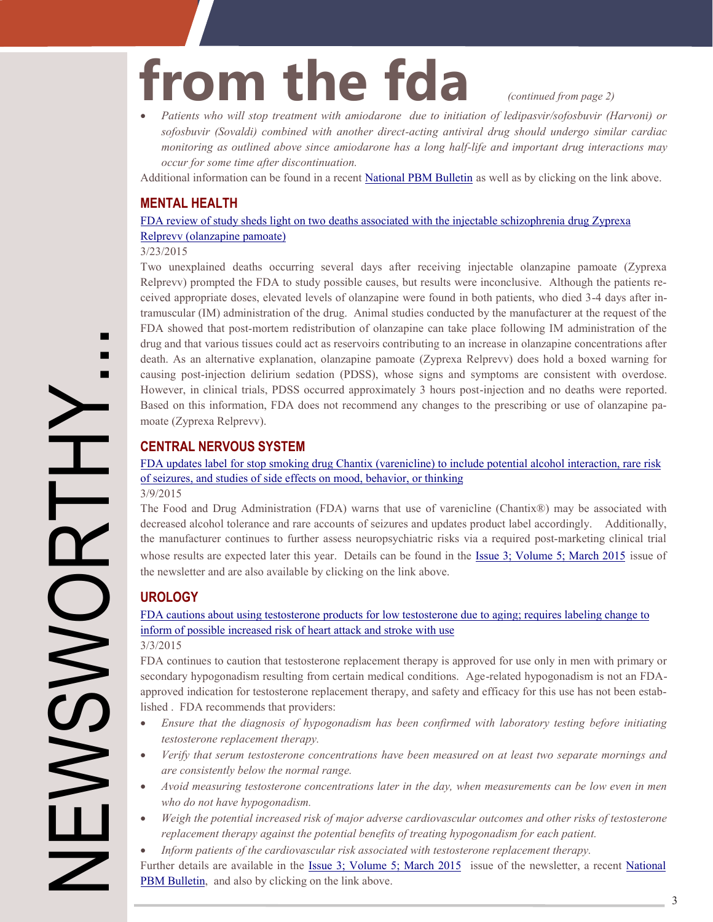# from the fda

*(continued from page 2)*

- *Patients who will stop treatment with amiodarone due to initiation of ledipasvir/sofosbuvir (Harvoni) or sofosbuvir (Sovaldi) combined with another direct-acting antiviral drug should undergo similar cardiac monitoring as outlined above since amiodarone has a long half-life and important drug interactions may occur for some time after discontinuation.*

Additional information can be found in a recent National PBM Bulletin as well as by clicking on the link above.

## MENTAL HEALTH

FDA review of study sheds light on two deaths associated with the injectable schizophrenia drug Zyprexa Relprevv (olanzapine pamoate)

3/23/2015

Two unexplained deaths occurring several days after receiving injectable olanzapine pamoate (Zyprexa Relprevv) prompted the FDA to study possible causes, but results were inconclusive. Although the patients received appropriate doses, elevated levels of olanzapine were found in both patients, who died 3-4 days after intramuscular (IM) administration of the drug. Animal studies conducted by the manufacturer at the request of the FDA showed that post-mortem redistribution of olanzapine can take place following IM administration of the drug and that various tissues could act as reservoirs contributing to an increase in olanzapine concentrations after death. As an alternative explanation, olanzapine pamoate (Zyprexa Relprevv) does hold a boxed warning for causing post-injection delirium sedation (PDSS), whose signs and symptoms are consistent with overdose. However, in clinical trials, PDSS occurred approximately 3 hours post-injection and no deaths were reported. Based on this information, FDA does not recommend any changes to the prescribing or use of olanzapine pamoate (Zyprexa Relprevv).

## CENTRAL NERVOUS SYSTEM

FDA updates label for stop smoking drug Chantix (varenicline) to include potential alcohol interaction, rare risk of seizures, and studies of side effects on mood, behavior, or thinking

3/9/2015

The Food and Drug Administration (FDA) warns that use of varenicline (Chantix®) may be associated with decreased alcohol tolerance and rare accounts of seizures and updates product label accordingly. Additionally, the manufacturer continues to further assess neuropsychiatric risks via a required post-marketing clinical trial whose results are expected later this year. Details can be found in the Issue 3; Volume 5; March 2015 issue of the newsletter and are also available by clicking on the link above.

## UROLOGY

FDA cautions about using testosterone products for low testosterone due to aging; requires labeling change to inform of possible increased risk of heart attack and stroke with use

3/3/2015

FDA continues to caution that testosterone replacement therapy is approved for use only in men with primary or secondary hypogonadism resulting from certain medical conditions. Age-related hypogonadism is not an FDA-approved indication for testosterone replacement therapy, and safety and efficacy for this use has not been established . FDA recommends that providers:

- *Ensure that the diagnosis of hypogonadism has been confirmed with laboratory testing before initiating testosterone replacement therapy.*
- *Verify that serum testosterone concentrations have been measured on at least two separate mornings and are consistently below the normal range.*
- *Avoid measuring testosterone concentrations later in the day, when measurements can be low even in men who do not have hypogonadism.*
- *Weigh the potential increased risk of major adverse cardiovascular outcomes and other risks of testosterone replacement therapy against the potential benefits of treating hypogonadism for each patient.*
- *Inform patients of the cardiovascular risk associated with testosterone replacement therapy.*

Further details are available in the Issue 3; Volume 5; March 2015 issue of the newsletter, a recent National PBM Bulletin, and also by clicking on the link above.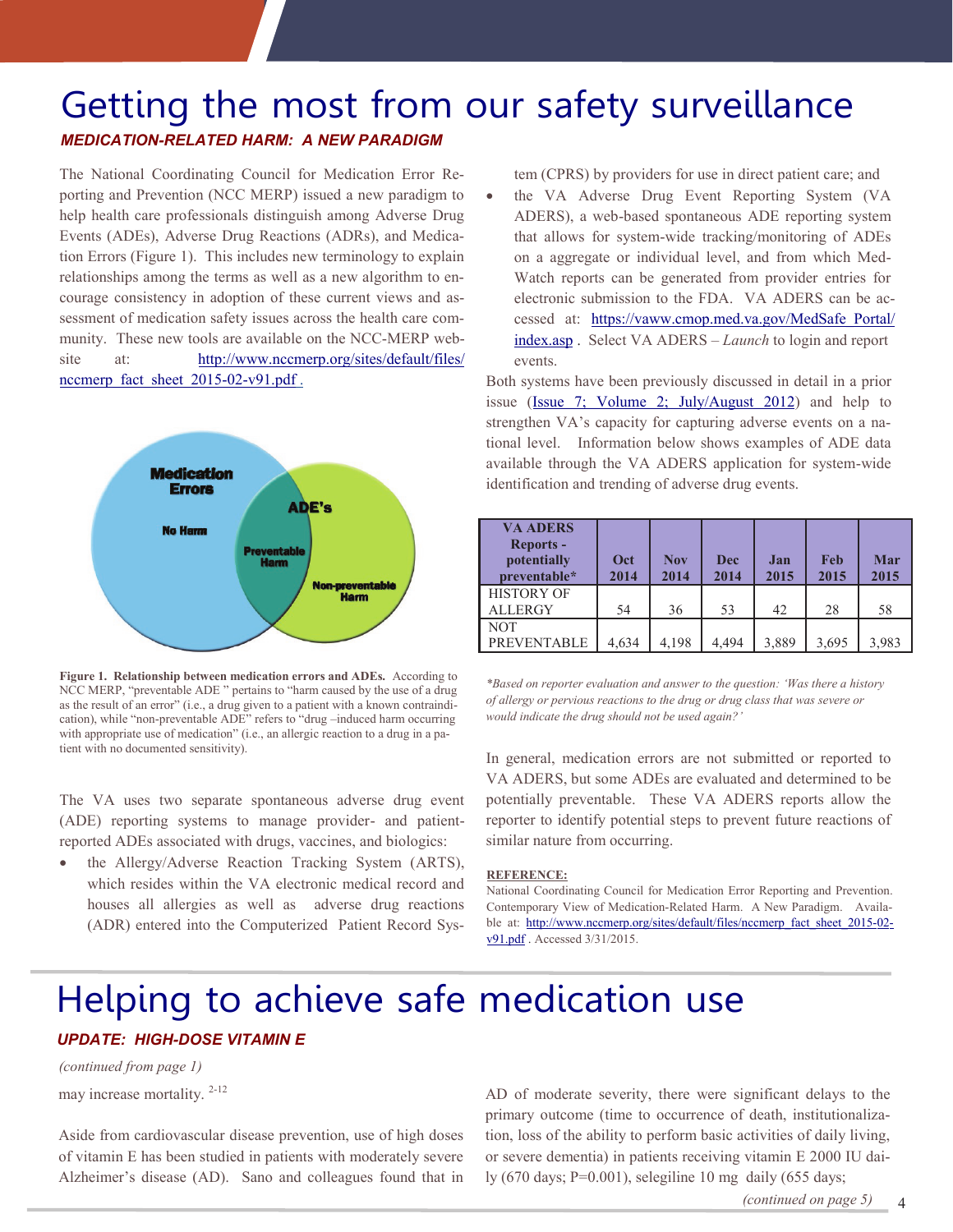# Getting the most from our safety surveillance

***MEDICATION-RELATED HARM: A NEW PARADIGM***

The National Coordinating Council for Medication Error Reporting and Prevention (NCC MERP) issued a new paradigm to help health care professionals distinguish among Adverse Drug Events (ADEs), Adverse Drug Reactions (ADRs), and Medication Errors (Figure 1). This includes new terminology to explain relationships among the terms as well as a new algorithm to encourage consistency in adoption of these current views and assessment of medication safety issues across the health care community. These new tools are available on the NCC-MERP website at: http://www.nccmerp.org/sites/default/files/nccmerp_fact_sheet_2015-02-v91.pdf .

**Figure 1. Relationship between medication errors and ADEs.** According to NCC MERP, "preventable ADE " pertains to "harm caused by the use of a drug as the result of an error" (i.e., a drug given to a patient with a known contraindication), while "non-preventable ADE" refers to "drug –induced harm occurring with appropriate use of medication" (i.e., an allergic reaction to a drug in a patient with no documented sensitivity).

The VA uses two separate spontaneous adverse drug event (ADE) reporting systems to manage provider- and patient-reported ADEs associated with drugs, vaccines, and biologics:

- the Allergy/Adverse Reaction Tracking System (ARTS), which resides within the VA electronic medical record and houses all allergies as well as adverse drug reactions (ADR) entered into the Computerized Patient Record System (CPRS) by providers for use in direct patient care; and
- the VA Adverse Drug Event Reporting System (VA ADERS), a web-based spontaneous ADE reporting system that allows for system-wide tracking/monitoring of ADEs on a aggregate or individual level, and from which MedWatch reports can be generated from provider entries for electronic submission to the FDA. VA ADERS can be accessed at: https://vaww.cmop.med.va.gov/MedSafe_Portal/index.asp . Select VA ADERS – *Launch* to login and report events.

Both systems have been previously discussed in detail in a prior issue (Issue 7; Volume 2; July/August 2012) and help to strengthen VA's capacity for capturing adverse events on a national level. Information below shows examples of ADE data available through the VA ADERS application for system-wide identification and trending of adverse drug events.

| VA ADERS Reports - potentially preventable* | Oct 2014 | Nov 2014 | Dec 2014 | Jan 2015 | Feb 2015 | Mar 2015 |
|---|---|---|---|---|---|---|
| HISTORY OF ALLERGY | 54 | 36 | 53 | 42 | 28 | 58 |
| NOT PREVENTABLE | 4,634 | 4,198 | 4,494 | 3,889 | 3,695 | 3,983 |

*\*Based on reporter evaluation and answer to the question: 'Was there a history of allergy or pervious reactions to the drug or drug class that was severe or would indicate the drug should not be used again?'*

In general, medication errors are not submitted or reported to VA ADERS, but some ADEs are evaluated and determined to be potentially preventable. These VA ADERS reports allow the reporter to identify potential steps to prevent future reactions of similar nature from occurring.

**REFERENCE:**

National Coordinating Council for Medication Error Reporting and Prevention. Contemporary View of Medication-Related Harm. A New Paradigm. Available at: http://www.nccmerp.org/sites/default/files/nccmerp_fact_sheet_2015-02-v91.pdf . Accessed 3/31/2015.

# Helping to achieve safe medication use

***UPDATE: HIGH-DOSE VITAMIN E***

*(continued from page 1)*

may increase mortality. [2-12]

Aside from cardiovascular disease prevention, use of high doses of vitamin E has been studied in patients with moderately severe Alzheimer's disease (AD). Sano and colleagues found that in AD of moderate severity, there were significant delays to the primary outcome (time to occurrence of death, institutionalization, loss of the ability to perform basic activities of daily living, or severe dementia) in patients receiving vitamin E 2000 IU daily (670 days; P=0.001), selegiline 10 mg daily (655 days;

*(continued on page 5)*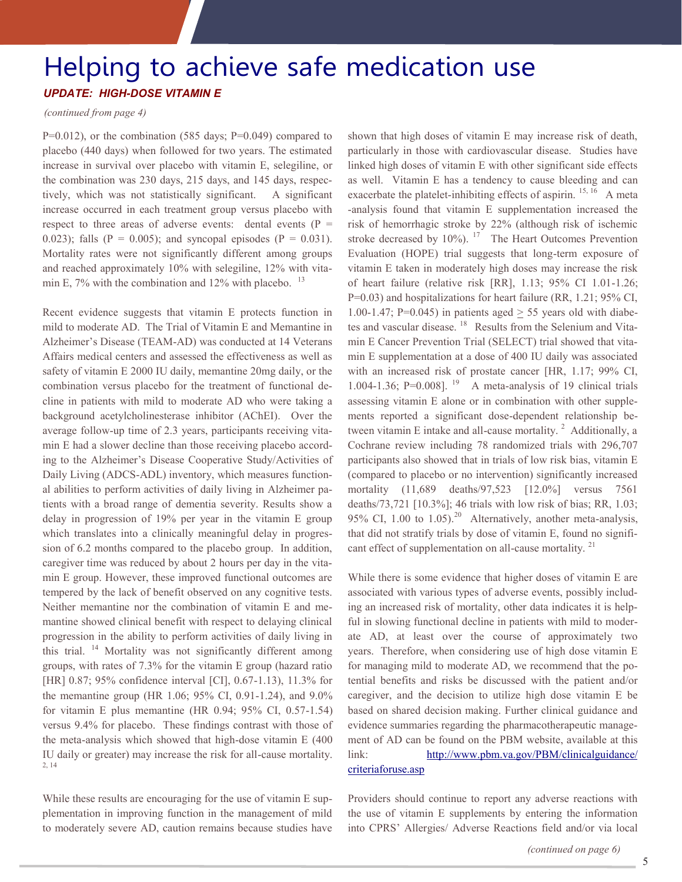# Helping to achieve safe medication use

***UPDATE: HIGH-DOSE VITAMIN E***

*(continued from page 4)*

P=0.012), or the combination (585 days; P=0.049) compared to placebo (440 days) when followed for two years. The estimated increase in survival over placebo with vitamin E, selegiline, or the combination was 230 days, 215 days, and 145 days, respectively, which was not statistically significant. A significant increase occurred in each treatment group versus placebo with respect to three areas of adverse events: dental events (P = 0.023); falls (P = 0.005); and syncopal episodes (P = 0.031). Mortality rates were not significantly different among groups and reached approximately 10% with selegiline, 12% with vitamin E, 7% with the combination and 12% with placebo. [13]

Recent evidence suggests that vitamin E protects function in mild to moderate AD. The Trial of Vitamin E and Memantine in Alzheimer's Disease (TEAM-AD) was conducted at 14 Veterans Affairs medical centers and assessed the effectiveness as well as safety of vitamin E 2000 IU daily, memantine 20mg daily, or the combination versus placebo for the treatment of functional decline in patients with mild to moderate AD who were taking a background acetylcholinesterase inhibitor (AChEI). Over the average follow-up time of 2.3 years, participants receiving vitamin E had a slower decline than those receiving placebo according to the Alzheimer's Disease Cooperative Study/Activities of Daily Living (ADCS-ADL) inventory, which measures functional abilities to perform activities of daily living in Alzheimer patients with a broad range of dementia severity. Results show a delay in progression of 19% per year in the vitamin E group which translates into a clinically meaningful delay in progression of 6.2 months compared to the placebo group. In addition, caregiver time was reduced by about 2 hours per day in the vitamin E group. However, these improved functional outcomes are tempered by the lack of benefit observed on any cognitive tests. Neither memantine nor the combination of vitamin E and memantine showed clinical benefit with respect to delaying clinical progression in the ability to perform activities of daily living in this trial. [14] Mortality was not significantly different among groups, with rates of 7.3% for the vitamin E group (hazard ratio [HR] 0.87; 95% confidence interval [CI], 0.67-1.13), 11.3% for the memantine group (HR 1.06; 95% CI, 0.91-1.24), and 9.0% for vitamin E plus memantine (HR 0.94; 95% CI, 0.57-1.54) versus 9.4% for placebo. These findings contrast with those of the meta-analysis which showed that high-dose vitamin E (400 IU daily or greater) may increase the risk for all-cause mortality. [2, 14]

While these results are encouraging for the use of vitamin E supplementation in improving function in the management of mild to moderately severe AD, caution remains because studies have shown that high doses of vitamin E may increase risk of death, particularly in those with cardiovascular disease. Studies have linked high doses of vitamin E with other significant side effects as well. Vitamin E has a tendency to cause bleeding and can exacerbate the platelet-inhibiting effects of aspirin. [15, 16] A meta-analysis found that vitamin E supplementation increased the risk of hemorrhagic stroke by 22% (although risk of ischemic stroke decreased by 10%). [17] The Heart Outcomes Prevention Evaluation (HOPE) trial suggests that long-term exposure of vitamin E taken in moderately high doses may increase the risk of heart failure (relative risk [RR], 1.13; 95% CI 1.01-1.26; P=0.03) and hospitalizations for heart failure (RR, 1.21; 95% CI, 1.00-1.47; P=0.045) in patients aged $\geq$ 55 years old with diabetes and vascular disease. [18] Results from the Selenium and Vitamin E Cancer Prevention Trial (SELECT) trial showed that vitamin E supplementation at a dose of 400 IU daily was associated with an increased risk of prostate cancer [HR, 1.17; 99% CI, 1.004-1.36; P=0.008]. [19] A meta-analysis of 19 clinical trials assessing vitamin E alone or in combination with other supplements reported a significant dose-dependent relationship between vitamin E intake and all-cause mortality. [2] Additionally, a Cochrane review including 78 randomized trials with 296,707 participants also showed that in trials of low risk bias, vitamin E (compared to placebo or no intervention) significantly increased mortality (11,689 deaths/97,523 [12.0%] versus 7561 deaths/73,721 [10.3%]; 46 trials with low risk of bias; RR, 1.03; 95% CI, 1.00 to 1.05).[20] Alternatively, another meta-analysis, that did not stratify trials by dose of vitamin E, found no significant effect of supplementation on all-cause mortality. [21]

While there is some evidence that higher doses of vitamin E are associated with various types of adverse events, possibly including an increased risk of mortality, other data indicates it is helpful in slowing functional decline in patients with mild to moderate AD, at least over the course of approximately two years. Therefore, when considering use of high dose vitamin E for managing mild to moderate AD, we recommend that the potential benefits and risks be discussed with the patient and/or caregiver, and the decision to utilize high dose vitamin E be based on shared decision making. Further clinical guidance and evidence summaries regarding the pharmacotherapeutic management of AD can be found on the PBM website, available at this link: http://www.pbm.va.gov/PBM/clinicalguidance/criteriaforuse.asp

Providers should continue to report any adverse reactions with the use of vitamin E supplements by entering the information into CPRS' Allergies/ Adverse Reactions field and/or via local

*(continued on page 6)*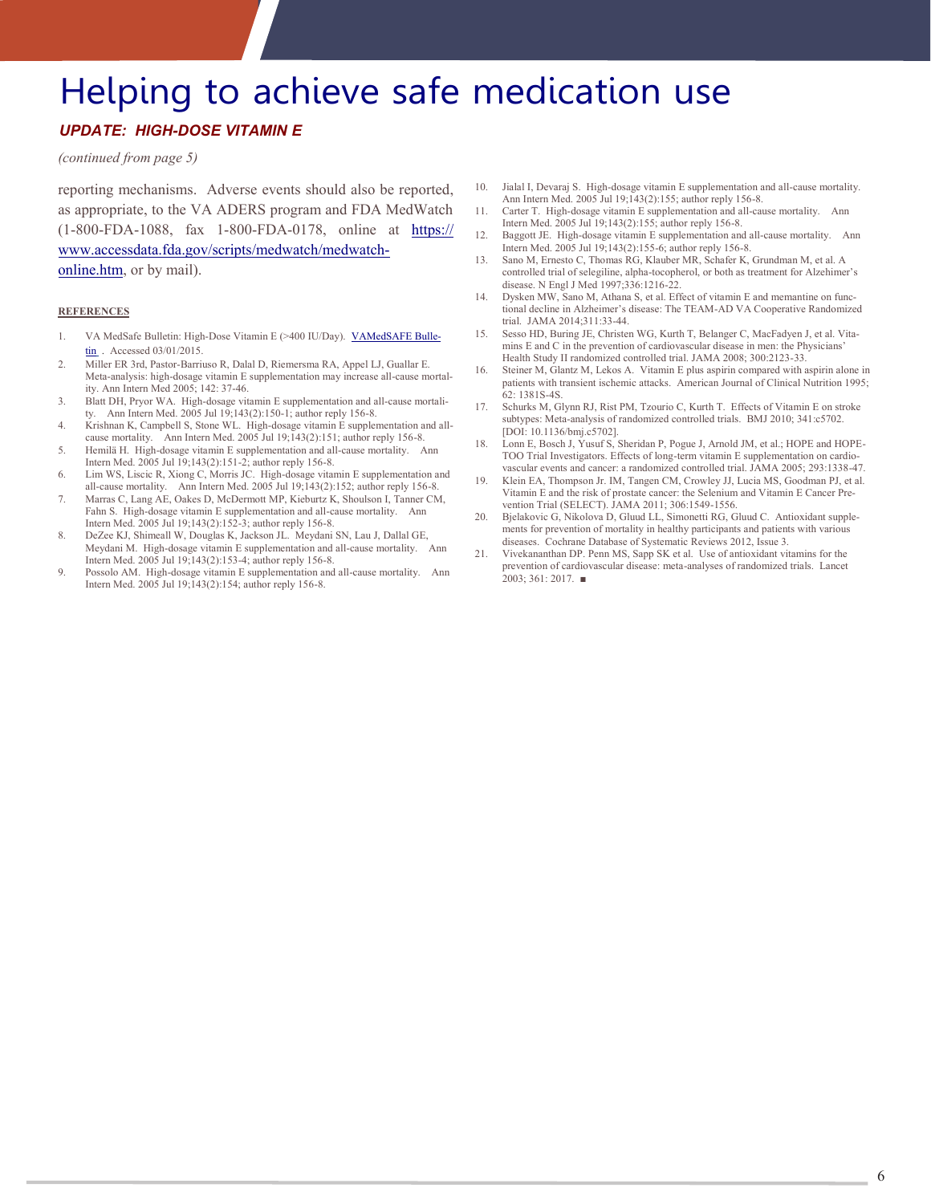# Helping to achieve safe medication use

### *UPDATE: HIGH-DOSE VITAMIN E*

*(continued from page 5)*

reporting mechanisms. Adverse events should also be reported, as appropriate, to the VA ADERS program and FDA MedWatch (1-800-FDA-1088, fax 1-800-FDA-0178, online at https://www.accessdata.fda.gov/scripts/medwatch/medwatch-online.htm, or by mail).

**REFERENCES**

1. VA MedSafe Bulletin: High-Dose Vitamin E (>400 IU/Day). VAMedSAFE Bulletin . Accessed 03/01/2015.
2. Miller ER 3rd, Pastor-Barriuso R, Dalal D, Riemersma RA, Appel LJ, Guallar E. Meta-analysis: high-dosage vitamin E supplementation may increase all-cause mortality. Ann Intern Med 2005; 142: 37-46.
3. Blatt DH, Pryor WA. High-dosage vitamin E supplementation and all-cause mortality. Ann Intern Med. 2005 Jul 19;143(2):150-1; author reply 156-8.
4. Krishnan K, Campbell S, Stone WL. High-dosage vitamin E supplementation and all-cause mortality. Ann Intern Med. 2005 Jul 19;143(2):151; author reply 156-8.
5. Hemilä H. High-dosage vitamin E supplementation and all-cause mortality. Ann Intern Med. 2005 Jul 19;143(2):151-2; author reply 156-8.
6. Lim WS, Liscic R, Xiong C, Morris JC. High-dosage vitamin E supplementation and all-cause mortality. Ann Intern Med. 2005 Jul 19;143(2):152; author reply 156-8.
7. Marras C, Lang AE, Oakes D, McDermott MP, Kieburtz K, Shoulson I, Tanner CM, Fahn S. High-dosage vitamin E supplementation and all-cause mortality. Ann Intern Med. 2005 Jul 19;143(2):152-3; author reply 156-8.
8. DeZee KJ, Shimeall W, Douglas K, Jackson JL. Meydani SN, Lau J, Dallal GE, Meydani M. High-dosage vitamin E supplementation and all-cause mortality. Ann Intern Med. 2005 Jul 19;143(2):153-4; author reply 156-8.
9. Possolo AM. High-dosage vitamin E supplementation and all-cause mortality. Ann Intern Med. 2005 Jul 19;143(2):154; author reply 156-8.
10. Jialal I, Devaraj S. High-dosage vitamin E supplementation and all-cause mortality. Ann Intern Med. 2005 Jul 19;143(2):155; author reply 156-8.
11. Carter T. High-dosage vitamin E supplementation and all-cause mortality. Ann Intern Med. 2005 Jul 19;143(2):155; author reply 156-8.
12. Baggott JE. High-dosage vitamin E supplementation and all-cause mortality. Ann Intern Med. 2005 Jul 19;143(2):155-6; author reply 156-8.
13. Sano M, Ernesto C, Thomas RG, Klauber MR, Schafer K, Grundman M, et al. A controlled trial of selegiline, alpha-tocopherol, or both as treatment for Alzheimer's disease. N Engl J Med 1997;336:1216-22.
14. Dysken MW, Sano M, Athana S, et al. Effect of vitamin E and memantine on functional decline in Alzheimer's disease: The TEAM-AD VA Cooperative Randomized trial. JAMA 2014;311:33-44.
15. Sesso HD, Buring JE, Christen WG, Kurth T, Belanger C, MacFadyen J, et al. Vitamins E and C in the prevention of cardiovascular disease in men: the Physicians' Health Study II randomized controlled trial. JAMA 2008; 300:2123-33.
16. Steiner M, Glantz M, Lekos A. Vitamin E plus aspirin compared with aspirin alone in patients with transient ischemic attacks. American Journal of Clinical Nutrition 1995; 62: 1381S-4S.
17. Schurks M, Glynn RJ, Rist PM, Tzourio C, Kurth T. Effects of Vitamin E on stroke subtypes: Meta-analysis of randomized controlled trials. BMJ 2010; 341:c5702. [DOI: 10.1136/bmj.c5702].
18. Lonn E, Bosch J, Yusuf S, Sheridan P, Pogue J, Arnold JM, et al.; HOPE and HOPE-TOO Trial Investigators. Effects of long-term vitamin E supplementation on cardiovascular events and cancer: a randomized controlled trial. JAMA 2005; 293:1338-47.
19. Klein EA, Thompson Jr. IM, Tangen CM, Crowley JJ, Lucia MS, Goodman PJ, et al. Vitamin E and the risk of prostate cancer: the Selenium and Vitamin E Cancer Prevention Trial (SELECT). JAMA 2011; 306:1549-1556.
20. Bjelakovic G, Nikolova D, Gluud LL, Simonetti RG, Gluud C. Antioxidant supplements for prevention of mortality in healthy participants and patients with various diseases. Cochrane Database of Systematic Reviews 2012, Issue 3.
21. Vivekananthan DP. Penn MS, Sapp SK et al. Use of antioxidant vitamins for the prevention of cardiovascular disease: meta-analyses of randomized trials. Lancet 2003; 361: 2017. ■